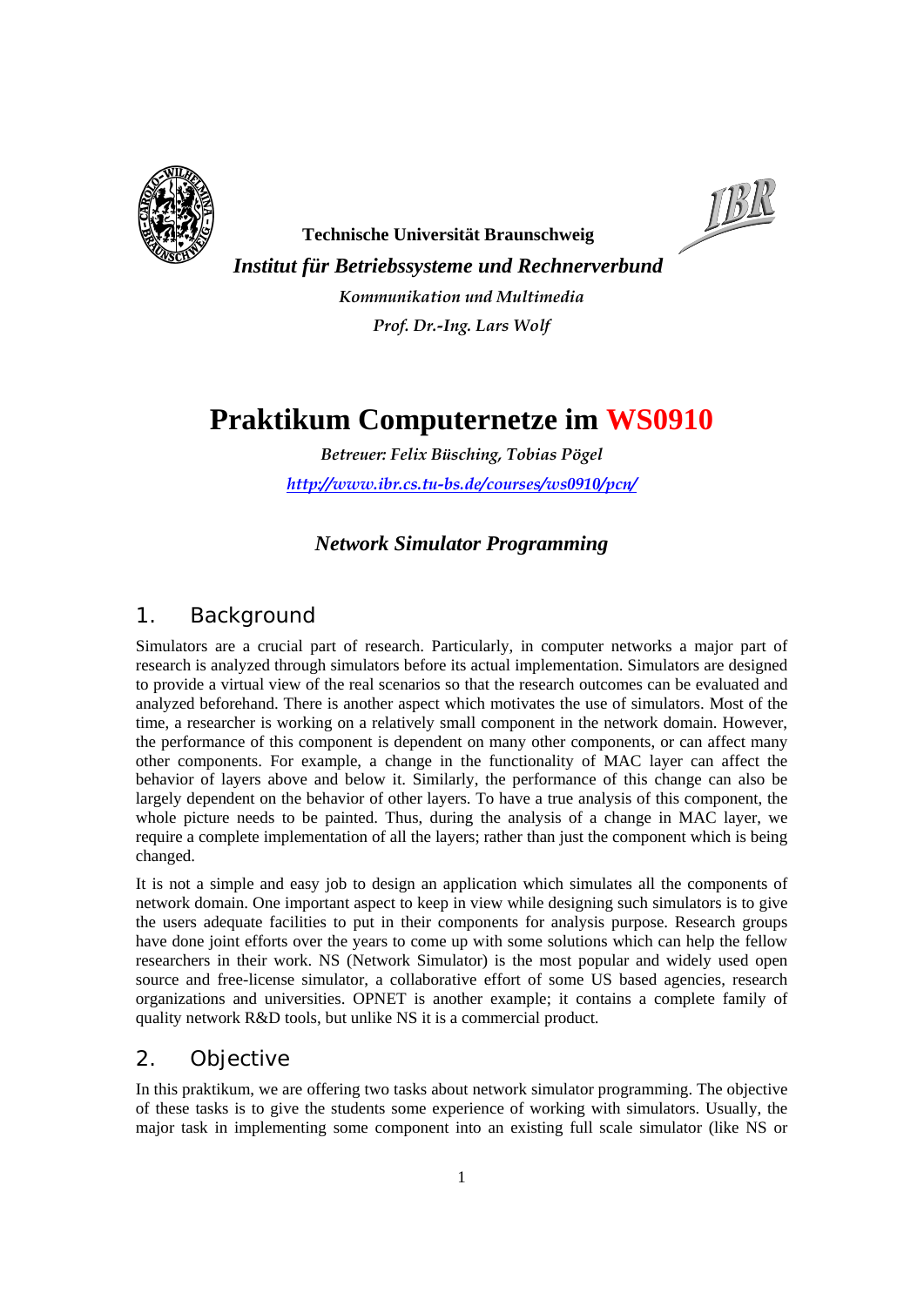**Technische Universität Braunschweig**

***Institut für Betriebssysteme und Rechnerverbund***

*Kommunikation und Multimedia*

*Prof. Dr.-Ing. Lars Wolf*

# Praktikum Computernetze im WS0910

*Betreuer: Felix Büsching, Tobias Pögel*

*http://www.ibr.cs.tu-bs.de/courses/ws0910/pcn/*

### *Network Simulator Programming*

## 1. Background

Simulators are a crucial part of research. Particularly, in computer networks a major part of research is analyzed through simulators before its actual implementation. Simulators are designed to provide a virtual view of the real scenarios so that the research outcomes can be evaluated and analyzed beforehand. There is another aspect which motivates the use of simulators. Most of the time, a researcher is working on a relatively small component in the network domain. However, the performance of this component is dependent on many other components, or can affect many other components. For example, a change in the functionality of MAC layer can affect the behavior of layers above and below it. Similarly, the performance of this change can also be largely dependent on the behavior of other layers. To have a true analysis of this component, the whole picture needs to be painted. Thus, during the analysis of a change in MAC layer, we require a complete implementation of all the layers; rather than just the component which is being changed.

It is not a simple and easy job to design an application which simulates all the components of network domain. One important aspect to keep in view while designing such simulators is to give the users adequate facilities to put in their components for analysis purpose. Research groups have done joint efforts over the years to come up with some solutions which can help the fellow researchers in their work. NS (Network Simulator) is the most popular and widely used open source and free-license simulator, a collaborative effort of some US based agencies, research organizations and universities. OPNET is another example; it contains a complete family of quality network R&D tools, but unlike NS it is a commercial product.

## 2. Objective

In this praktikum, we are offering two tasks about network simulator programming. The objective of these tasks is to give the students some experience of working with simulators. Usually, the major task in implementing some component into an existing full scale simulator (like NS or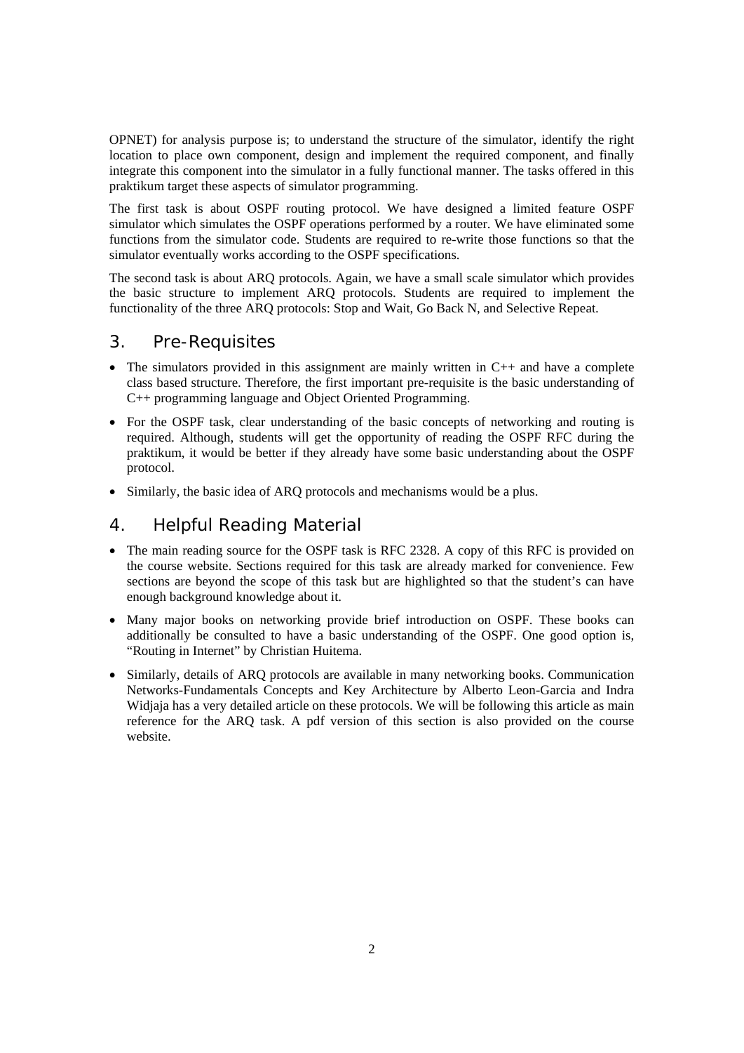OPNET) for analysis purpose is; to understand the structure of the simulator, identify the right location to place own component, design and implement the required component, and finally integrate this component into the simulator in a fully functional manner. The tasks offered in this praktikum target these aspects of simulator programming.

The first task is about OSPF routing protocol. We have designed a limited feature OSPF simulator which simulates the OSPF operations performed by a router. We have eliminated some functions from the simulator code. Students are required to re-write those functions so that the simulator eventually works according to the OSPF specifications.

The second task is about ARQ protocols. Again, we have a small scale simulator which provides the basic structure to implement ARQ protocols. Students are required to implement the functionality of the three ARQ protocols: Stop and Wait, Go Back N, and Selective Repeat.

## 3. Pre-Requisites

- The simulators provided in this assignment are mainly written in C++ and have a complete class based structure. Therefore, the first important pre-requisite is the basic understanding of C++ programming language and Object Oriented Programming.
- For the OSPF task, clear understanding of the basic concepts of networking and routing is required. Although, students will get the opportunity of reading the OSPF RFC during the praktikum, it would be better if they already have some basic understanding about the OSPF protocol.
- Similarly, the basic idea of ARQ protocols and mechanisms would be a plus.

## 4. Helpful Reading Material

- The main reading source for the OSPF task is RFC 2328. A copy of this RFC is provided on the course website. Sections required for this task are already marked for convenience. Few sections are beyond the scope of this task but are highlighted so that the student's can have enough background knowledge about it.
- Many major books on networking provide brief introduction on OSPF. These books can additionally be consulted to have a basic understanding of the OSPF. One good option is, "Routing in Internet" by Christian Huitema.
- Similarly, details of ARQ protocols are available in many networking books. Communication Networks-Fundamentals Concepts and Key Architecture by Alberto Leon-Garcia and Indra Widjaja has a very detailed article on these protocols. We will be following this article as main reference for the ARQ task. A pdf version of this section is also provided on the course website.